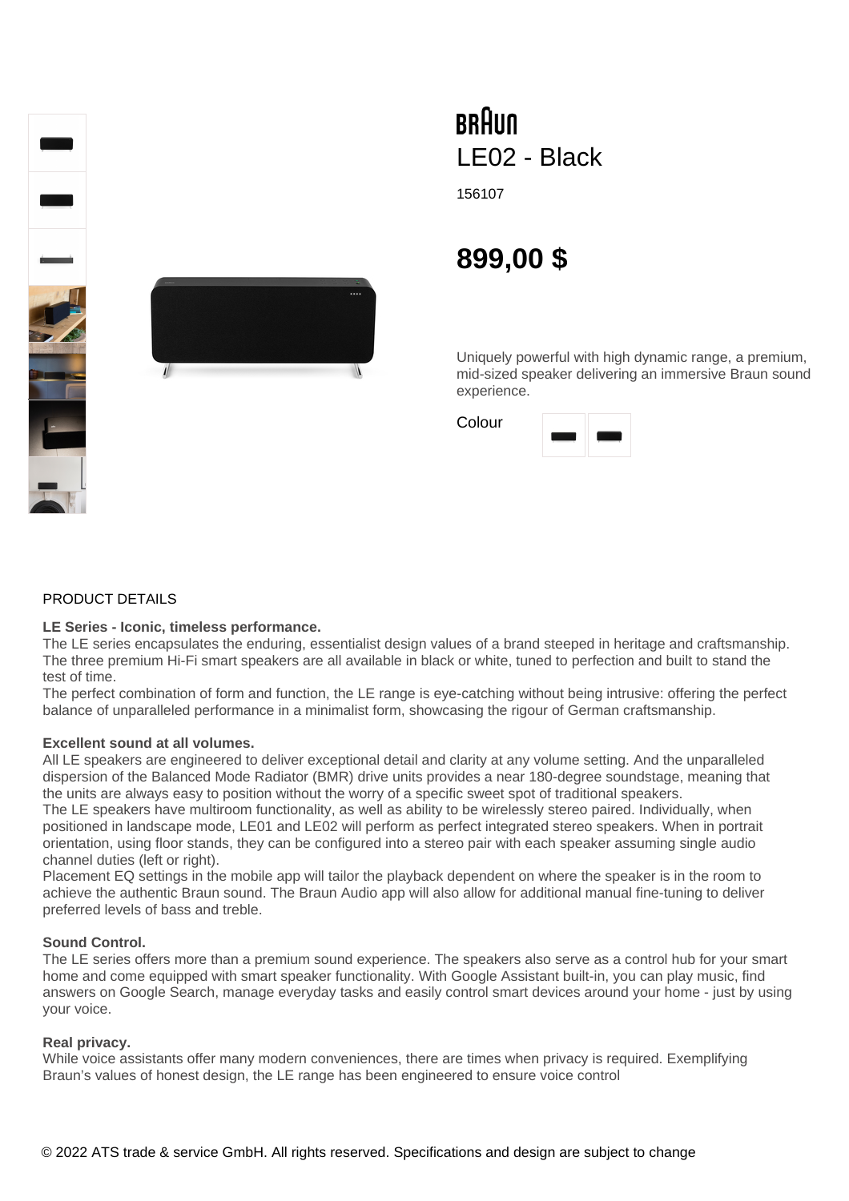BRAUN

# LE02 - Black

156107

**899,00 $**

Uniquely powerful with high dynamic range, a premium, mid-sized speaker delivering an immersive Braun sound experience.

Colour

## PRODUCT DETAILS

**LE Series - Iconic, timeless performance.**
The LE series encapsulates the enduring, essentialist design values of a brand steeped in heritage and craftsmanship. The three premium Hi-Fi smart speakers are all available in black or white, tuned to perfection and built to stand the test of time.
The perfect combination of form and function, the LE range is eye-catching without being intrusive: offering the perfect balance of unparalleled performance in a minimalist form, showcasing the rigour of German craftsmanship.

**Excellent sound at all volumes.**
All LE speakers are engineered to deliver exceptional detail and clarity at any volume setting. And the unparalleled dispersion of the Balanced Mode Radiator (BMR) drive units provides a near 180-degree soundstage, meaning that the units are always easy to position without the worry of a specific sweet spot of traditional speakers.
The LE speakers have multiroom functionality, as well as ability to be wirelessly stereo paired. Individually, when positioned in landscape mode, LE01 and LE02 will perform as perfect integrated stereo speakers. When in portrait orientation, using floor stands, they can be configured into a stereo pair with each speaker assuming single audio channel duties (left or right).
Placement EQ settings in the mobile app will tailor the playback dependent on where the speaker is in the room to achieve the authentic Braun sound. The Braun Audio app will also allow for additional manual fine-tuning to deliver preferred levels of bass and treble.

**Sound Control.**
The LE series offers more than a premium sound experience. The speakers also serve as a control hub for your smart home and come equipped with smart speaker functionality. With Google Assistant built-in, you can play music, find answers on Google Search, manage everyday tasks and easily control smart devices around your home - just by using your voice.

**Real privacy.**
While voice assistants offer many modern conveniences, there are times when privacy is required. Exemplifying Braun's values of honest design, the LE range has been engineered to ensure voice control

© 2022 ATS trade & service GmbH. All rights reserved. Specifications and design are subject to change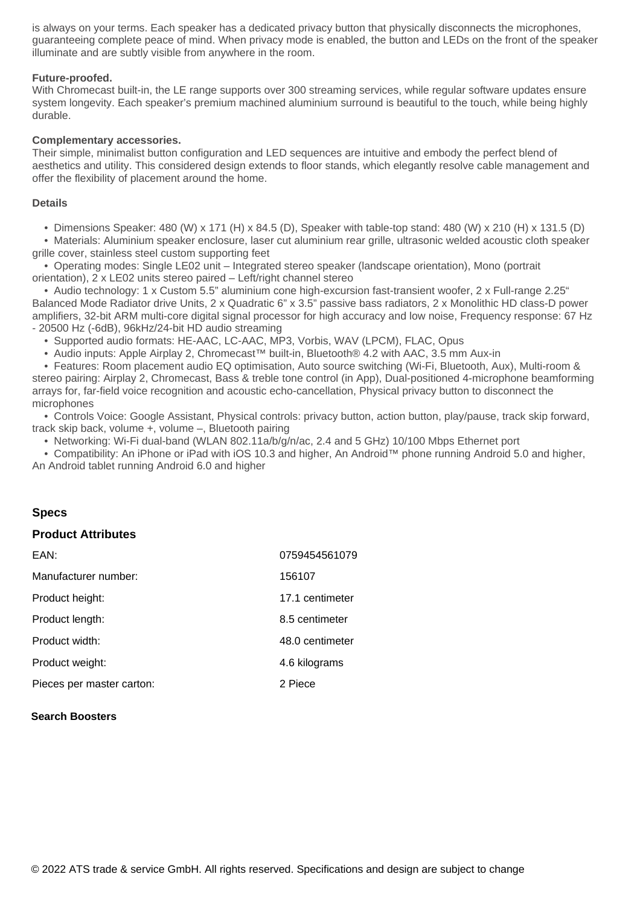is always on your terms. Each speaker has a dedicated privacy button that physically disconnects the microphones, guaranteeing complete peace of mind. When privacy mode is enabled, the button and LEDs on the front of the speaker illuminate and are subtly visible from anywhere in the room.

**Future-proofed.**
With Chromecast built-in, the LE range supports over 300 streaming services, while regular software updates ensure system longevity. Each speaker's premium machined aluminium surround is beautiful to the touch, while being highly durable.

**Complementary accessories.**
Their simple, minimalist button configuration and LED sequences are intuitive and embody the perfect blend of aesthetics and utility. This considered design extends to floor stands, which elegantly resolve cable management and offer the flexibility of placement around the home.

**Details**

- Dimensions Speaker: 480 (W) x 171 (H) x 84.5 (D), Speaker with table-top stand: 480 (W) x 210 (H) x 131.5 (D)
- Materials: Aluminium speaker enclosure, laser cut aluminium rear grille, ultrasonic welded acoustic cloth speaker grille cover, stainless steel custom supporting feet
- Operating modes: Single LE02 unit – Integrated stereo speaker (landscape orientation), Mono (portrait orientation), 2 x LE02 units stereo paired – Left/right channel stereo
- Audio technology: 1 x Custom 5.5" aluminium cone high-excursion fast-transient woofer, 2 x Full-range 2.25" Balanced Mode Radiator drive Units, 2 x Quadratic 6" x 3.5" passive bass radiators, 2 x Monolithic HD class-D power amplifiers, 32-bit ARM multi-core digital signal processor for high accuracy and low noise, Frequency response: 67 Hz - 20500 Hz (-6dB), 96kHz/24-bit HD audio streaming
- Supported audio formats: HE-AAC, LC-AAC, MP3, Vorbis, WAV (LPCM), FLAC, Opus
- Audio inputs: Apple Airplay 2, Chromecast™ built-in, Bluetooth® 4.2 with AAC, 3.5 mm Aux-in
- Features: Room placement audio EQ optimisation, Auto source switching (Wi-Fi, Bluetooth, Aux), Multi-room & stereo pairing: Airplay 2, Chromecast, Bass & treble tone control (in App), Dual-positioned 4-microphone beamforming arrays for, far-field voice recognition and acoustic echo-cancellation, Physical privacy button to disconnect the microphones
- Controls Voice: Google Assistant, Physical controls: privacy button, action button, play/pause, track skip forward, track skip back, volume +, volume –, Bluetooth pairing
- Networking: Wi-Fi dual-band (WLAN 802.11a/b/g/n/ac, 2.4 and 5 GHz) 10/100 Mbps Ethernet port
- Compatibility: An iPhone or iPad with iOS 10.3 and higher, An Android™ phone running Android 5.0 and higher, An Android tablet running Android 6.0 and higher

## Specs

### Product Attributes

| | |
|---|---|
| EAN: | 0759454561079 |
| Manufacturer number: | 156107 |
| Product height: | 17.1 centimeter |
| Product length: | 8.5 centimeter |
| Product width: | 48.0 centimeter |
| Product weight: | 4.6 kilograms |
| Pieces per master carton: | 2 Piece |

**Search Boosters**

© 2022 ATS trade & service GmbH. All rights reserved. Specifications and design are subject to change